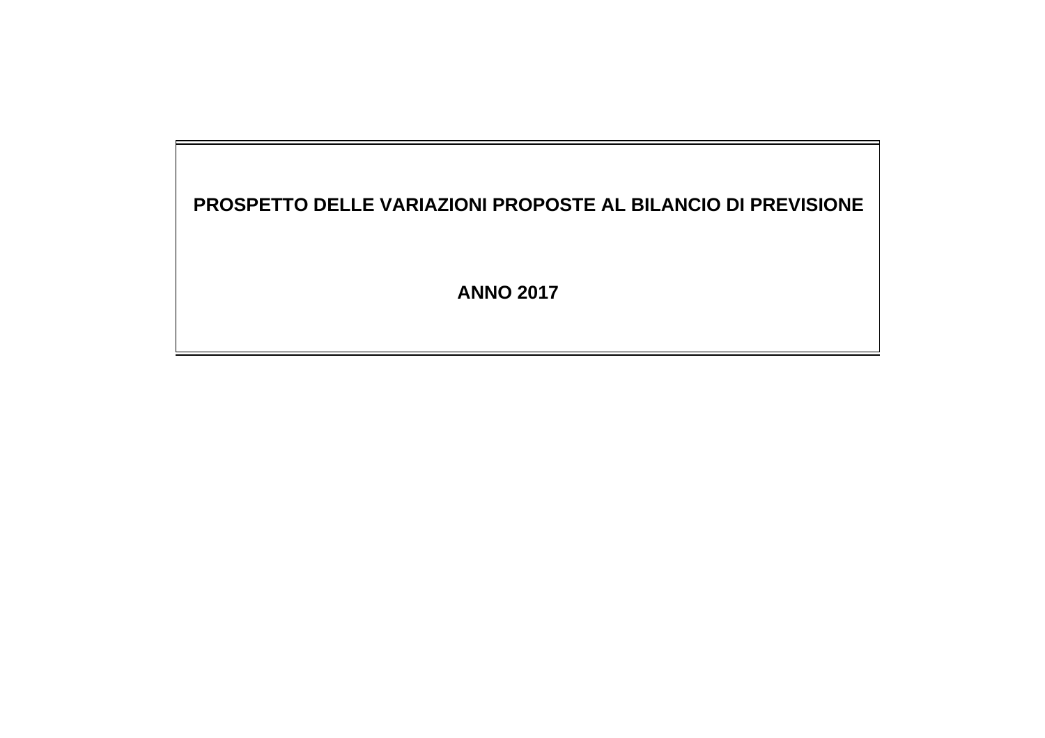# PROSPETTO DELLE VARIAZIONI PROPOSTE AL BILANCIO DI PREVISIONE

## ANNO 2017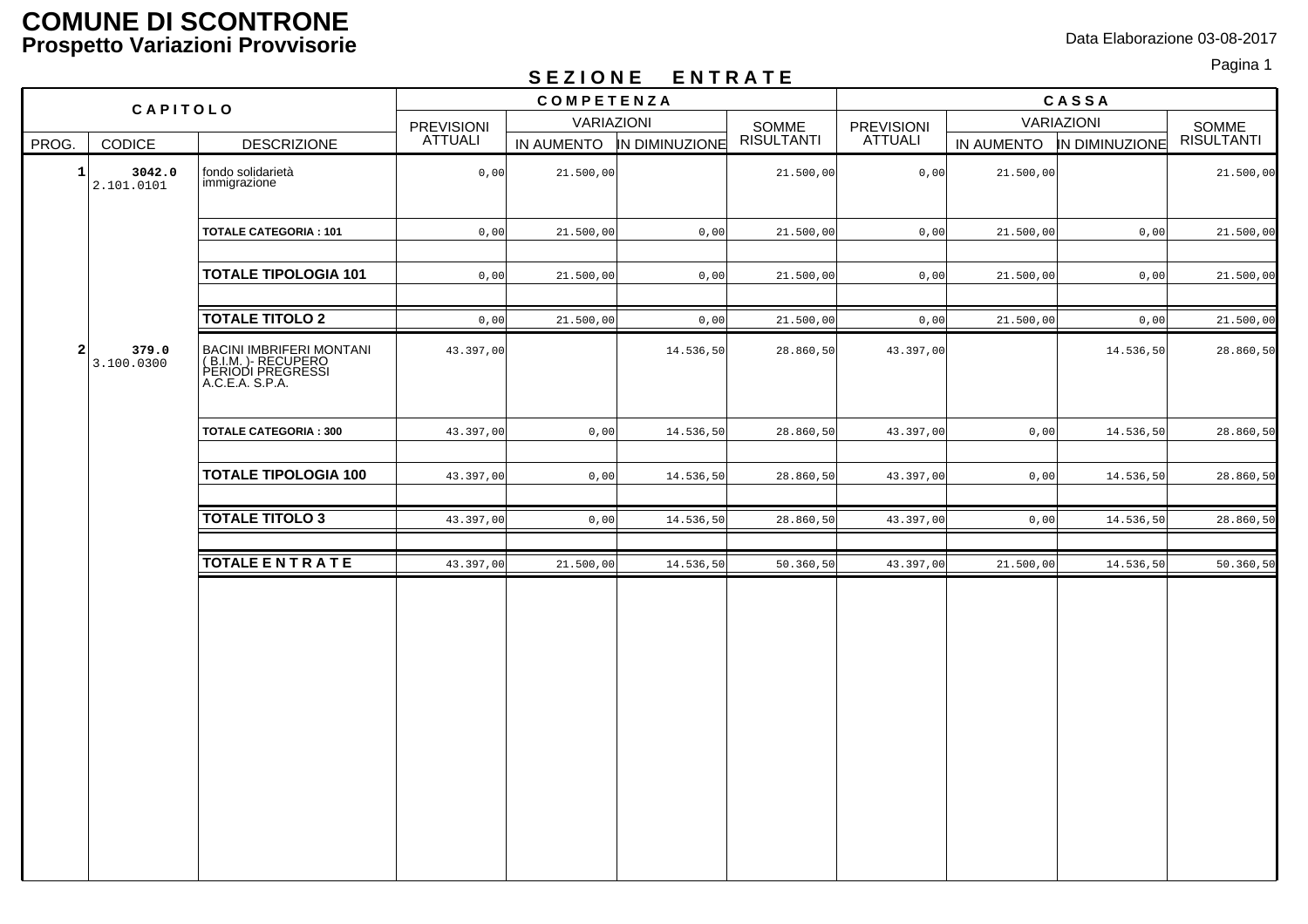# COMUNE DI SCONTRONE
## Prospetto Variazioni Provvisorie

Data Elaborazione 03-08-2017

### SEZIONE ENTRATE

| CAPITOLO | | | COMPETENZA | | | | CASSA | | | |
|---|---|---|---|---|---|---|---|---|---|---|
| | | | PREVISIONI ATTUALI | VARIAZIONI | | SOMME RISULTANTI | PREVISIONI ATTUALI | VARIAZIONI | | SOMME RISULTANTI |
| PROG. | CODICE | DESCRIZIONE | | IN AUMENTO | IN DIMINUZIONE | | | IN AUMENTO | IN DIMINUZIONE | |
| 1 | **3042.0** 2.101.0101 | fondo solidarietà immigrazione | 0,00 | 21.500,00 | | 21.500,00 | 0,00 | 21.500,00 | | 21.500,00 |
| | | **TOTALE CATEGORIA : 101** | 0,00 | 21.500,00 | 0,00 | 21.500,00 | 0,00 | 21.500,00 | 0,00 | 21.500,00 |
| | | **TOTALE TIPOLOGIA 101** | 0,00 | 21.500,00 | 0,00 | 21.500,00 | 0,00 | 21.500,00 | 0,00 | 21.500,00 |
| | | **TOTALE TITOLO 2** | 0,00 | 21.500,00 | 0,00 | 21.500,00 | 0,00 | 21.500,00 | 0,00 | 21.500,00 |
| 2 | **379.0** 3.100.0300 | BACINI IMBRIFERI MONTANI ( B.I.M. )- RECUPERO PERIODI PREGRESSI A.C.E.A. S.P.A. | 43.397,00 | | 14.536,50 | 28.860,50 | 43.397,00 | | 14.536,50 | 28.860,50 |
| | | **TOTALE CATEGORIA : 300** | 43.397,00 | 0,00 | 14.536,50 | 28.860,50 | 43.397,00 | 0,00 | 14.536,50 | 28.860,50 |
| | | **TOTALE TIPOLOGIA 100** | 43.397,00 | 0,00 | 14.536,50 | 28.860,50 | 43.397,00 | 0,00 | 14.536,50 | 28.860,50 |
| | | **TOTALE TITOLO 3** | 43.397,00 | 0,00 | 14.536,50 | 28.860,50 | 43.397,00 | 0,00 | 14.536,50 | 28.860,50 |
| | | **TOTALE E N T R A T E** | 43.397,00 | 21.500,00 | 14.536,50 | 50.360,50 | 43.397,00 | 21.500,00 | 14.536,50 | 50.360,50 |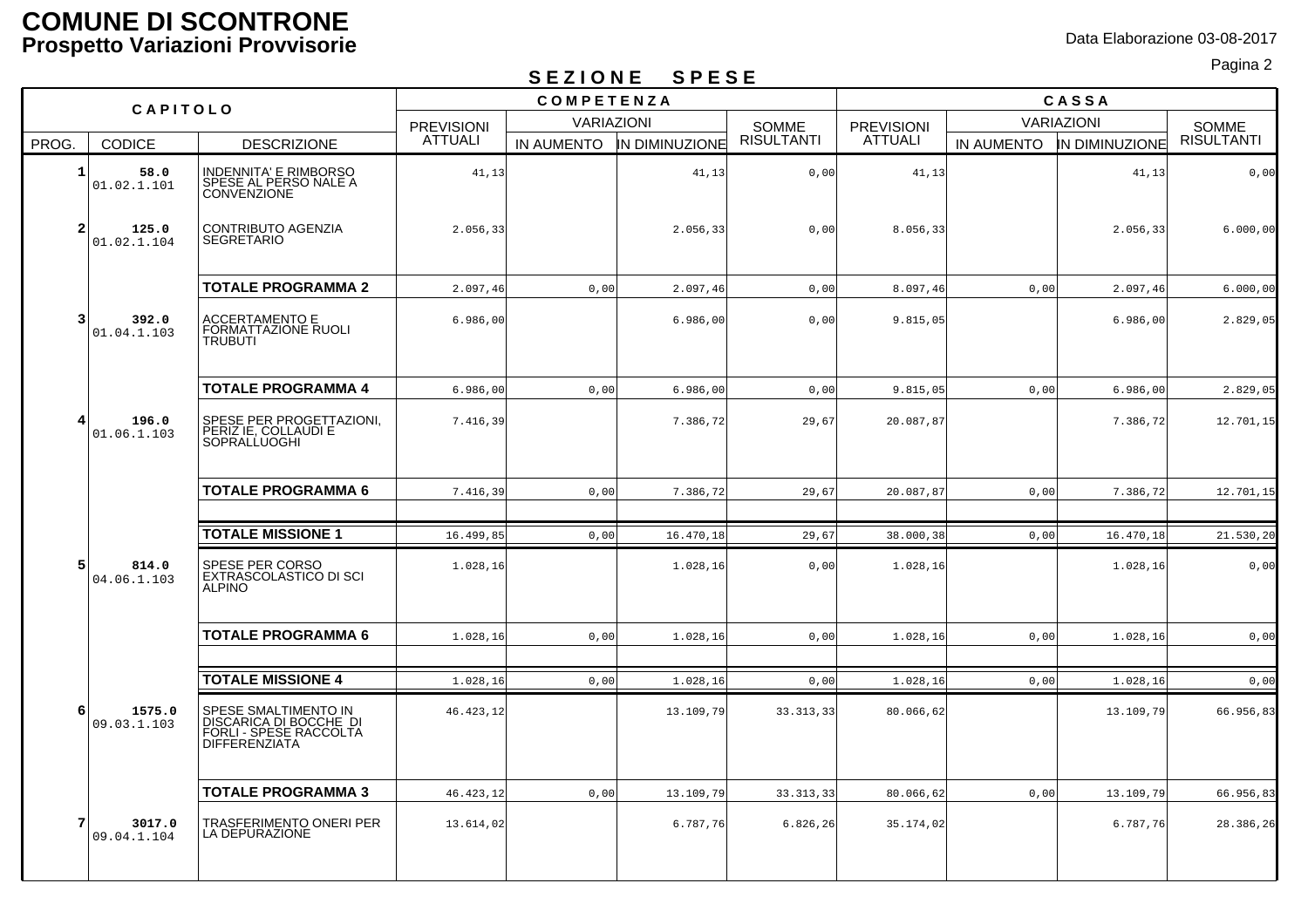# COMUNE DI SCONTRONE

## Prospetto Variazioni Provvisorie

Data Elaborazione 03-08-2017

### SEZIONE SPESE

| CAPITOLO | | | COMPETENZA | | | | CASSA | | | |
|---|---|---|---|---|---|---|---|---|---|---|
| PROG. | CODICE | DESCRIZIONE | PREVISIONI ATTUALI | VARIAZIONI IN AUMENTO | VARIAZIONI IN DIMINUZIONE | SOMME RISULTANTI | PREVISIONI ATTUALI | VARIAZIONI IN AUMENTO | VARIAZIONI IN DIMINUZIONE | SOMME RISULTANTI |
| 1 | 58.0 01.02.1.101 | INDENNITA' E RIMBORSO SPESE AL PERSO NALE A CONVENZIONE | 41,13 | | 41,13 | 0,00 | 41,13 | | 41,13 | 0,00 |
| 2 | 125.0 01.02.1.104 | CONTRIBUTO AGENZIA SEGRETARIO | 2.056,33 | | 2.056,33 | 0,00 | 8.056,33 | | 2.056,33 | 6.000,00 |
| | | **TOTALE PROGRAMMA 2** | 2.097,46 | 0,00 | 2.097,46 | 0,00 | 8.097,46 | 0,00 | 2.097,46 | 6.000,00 |
| 3 | 392.0 01.04.1.103 | ACCERTAMENTO E FORMATTAZIONE RUOLI TRUBUTI | 6.986,00 | | 6.986,00 | 0,00 | 9.815,05 | | 6.986,00 | 2.829,05 |
| | | **TOTALE PROGRAMMA 4** | 6.986,00 | 0,00 | 6.986,00 | 0,00 | 9.815,05 | 0,00 | 6.986,00 | 2.829,05 |
| 4 | 196.0 01.06.1.103 | SPESE PER PROGETTAZIONI, PERIZ IE, COLLAUDI E SOPRALLUOGHI | 7.416,39 | | 7.386,72 | 29,67 | 20.087,87 | | 7.386,72 | 12.701,15 |
| | | **TOTALE PROGRAMMA 6** | 7.416,39 | 0,00 | 7.386,72 | 29,67 | 20.087,87 | 0,00 | 7.386,72 | 12.701,15 |
| | | **TOTALE MISSIONE 1** | 16.499,85 | 0,00 | 16.470,18 | 29,67 | 38.000,38 | 0,00 | 16.470,18 | 21.530,20 |
| 5 | 814.0 04.06.1.103 | SPESE PER CORSO EXTRASCOLASTICO DI SCI ALPINO | 1.028,16 | | 1.028,16 | 0,00 | 1.028,16 | | 1.028,16 | 0,00 |
| | | **TOTALE PROGRAMMA 6** | 1.028,16 | 0,00 | 1.028,16 | 0,00 | 1.028,16 | 0,00 | 1.028,16 | 0,00 |
| | | **TOTALE MISSIONE 4** | 1.028,16 | 0,00 | 1.028,16 | 0,00 | 1.028,16 | 0,00 | 1.028,16 | 0,00 |
| 6 | 1575.0 09.03.1.103 | SPESE SMALTIMENTO IN DISCARICA DI BOCCHE DI FORLI - SPESE RACCOLTA DIFFERENZIATA | 46.423,12 | | 13.109,79 | 33.313,33 | 80.066,62 | | 13.109,79 | 66.956,83 |
| | | **TOTALE PROGRAMMA 3** | 46.423,12 | 0,00 | 13.109,79 | 33.313,33 | 80.066,62 | 0,00 | 13.109,79 | 66.956,83 |
| 7 | 3017.0 09.04.1.104 | TRASFERIMENTO ONERI PER LA DEPURAZIONE | 13.614,02 | | 6.787,76 | 6.826,26 | 35.174,02 | | 6.787,76 | 28.386,26 |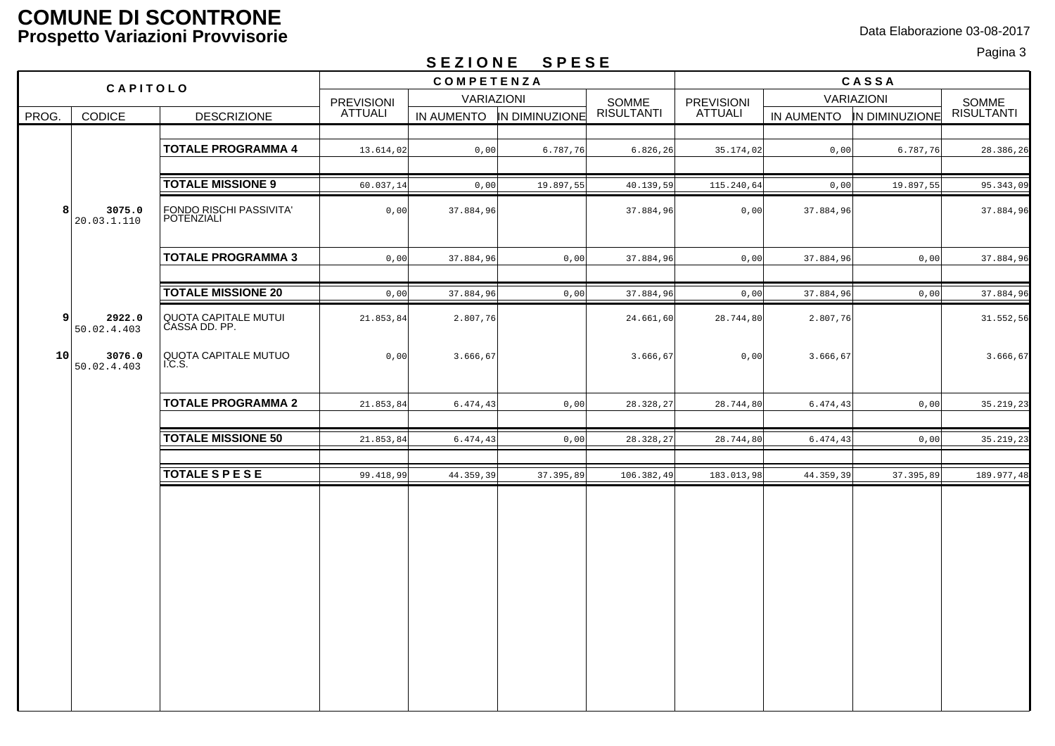# COMUNE DI SCONTRONE

## Prospetto Variazioni Provvisorie

Data Elaborazione 03-08-2017

### SEZIONE SPESE

| CAPITOLO | | | COMPETENZA | | | | CASSA | | | |
|---|---|---|---|---|---|---|---|---|---|---|
| | | | PREVISIONI ATTUALI | VARIAZIONI | | SOMME RISULTANTI | PREVISIONI ATTUALI | VARIAZIONI | | SOMME RISULTANTI |
| PROG. | CODICE | DESCRIZIONE | | IN AUMENTO | IN DIMINUZIONE | | | IN AUMENTO | IN DIMINUZIONE | |
| | | **TOTALE PROGRAMMA 4** | 13.614,02 | 0,00 | 6.787,76 | 6.826,26 | 35.174,02 | 0,00 | 6.787,76 | 28.386,26 |
| | | **TOTALE MISSIONE 9** | 60.037,14 | 0,00 | 19.897,55 | 40.139,59 | 115.240,64 | 0,00 | 19.897,55 | 95.343,09 |
| **8** | **3075.0** 20.03.1.110 | FONDO RISCHI PASSIVITA' POTENZIALI | 0,00 | 37.884,96 | | 37.884,96 | 0,00 | 37.884,96 | | 37.884,96 |
| | | **TOTALE PROGRAMMA 3** | 0,00 | 37.884,96 | 0,00 | 37.884,96 | 0,00 | 37.884,96 | 0,00 | 37.884,96 |
| | | **TOTALE MISSIONE 20** | 0,00 | 37.884,96 | 0,00 | 37.884,96 | 0,00 | 37.884,96 | 0,00 | 37.884,96 |
| **9** | **2922.0** 50.02.4.403 | QUOTA CAPITALE MUTUI CASSA DD. PP. | 21.853,84 | 2.807,76 | | 24.661,60 | 28.744,80 | 2.807,76 | | 31.552,56 |
| **10** | **3076.0** 50.02.4.403 | QUOTA CAPITALE MUTUO I.C.S. | 0,00 | 3.666,67 | | 3.666,67 | 0,00 | 3.666,67 | | 3.666,67 |
| | | **TOTALE PROGRAMMA 2** | 21.853,84 | 6.474,43 | 0,00 | 28.328,27 | 28.744,80 | 6.474,43 | 0,00 | 35.219,23 |
| | | **TOTALE MISSIONE 50** | 21.853,84 | 6.474,43 | 0,00 | 28.328,27 | 28.744,80 | 6.474,43 | 0,00 | 35.219,23 |
| | | **TOTALE S P E S E** | 99.418,99 | 44.359,39 | 37.395,89 | 106.382,49 | 183.013,98 | 44.359,39 | 37.395,89 | 189.977,48 |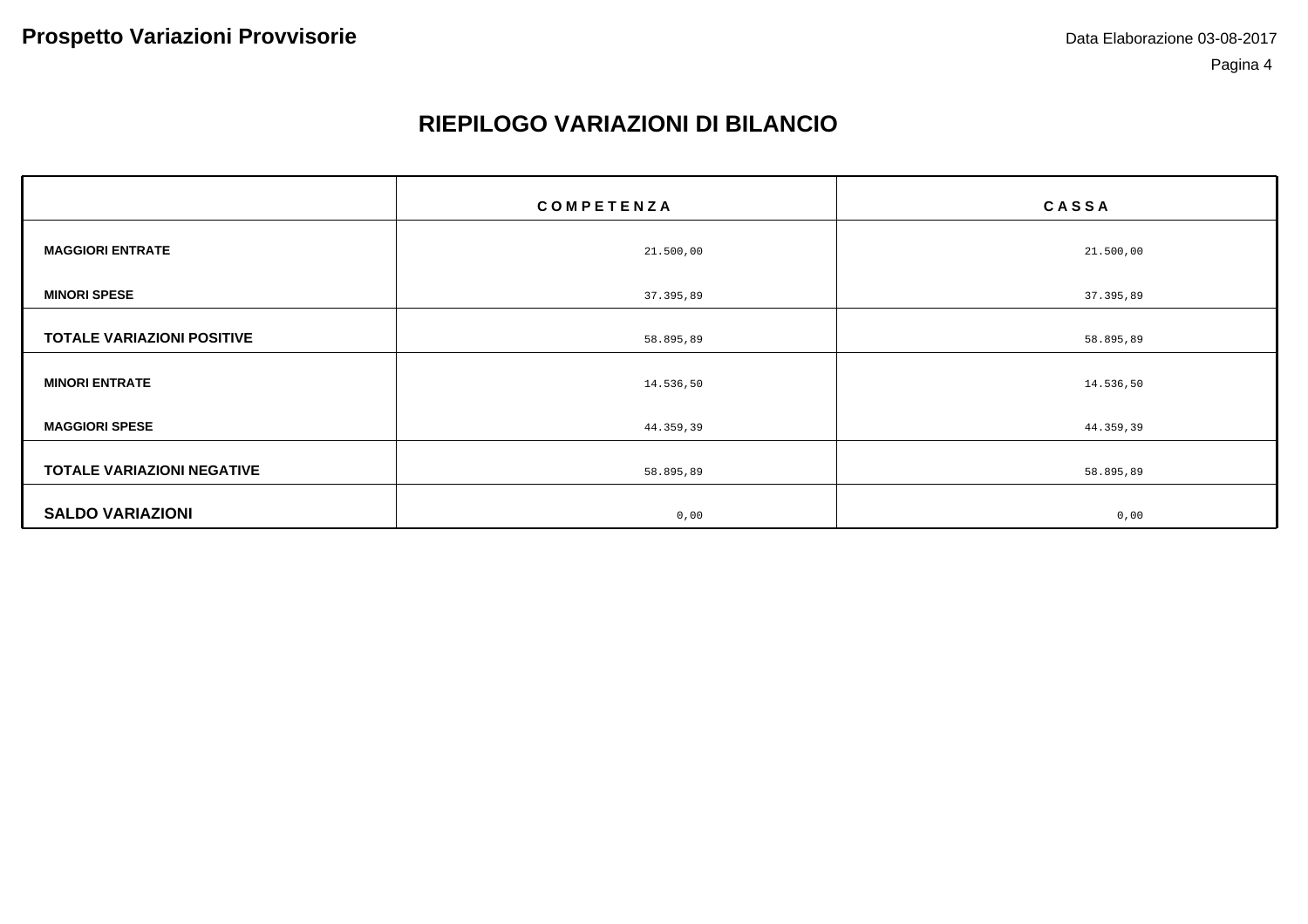# Prospetto Variazioni Provvisorie

Data Elaborazione 03-08-2017

## RIEPILOGO VARIAZIONI DI BILANCIO

| | COMPETENZA | CASSA |
|---|---|---|
| **MAGGIORI ENTRATE** | 21.500,00 | 21.500,00 |
| **MINORI SPESE** | 37.395,89 | 37.395,89 |
| **TOTALE VARIAZIONI POSITIVE** | 58.895,89 | 58.895,89 |
| **MINORI ENTRATE** | 14.536,50 | 14.536,50 |
| **MAGGIORI SPESE** | 44.359,39 | 44.359,39 |
| **TOTALE VARIAZIONI NEGATIVE** | 58.895,89 | 58.895,89 |
| **SALDO VARIAZIONI** | 0,00 | 0,00 |